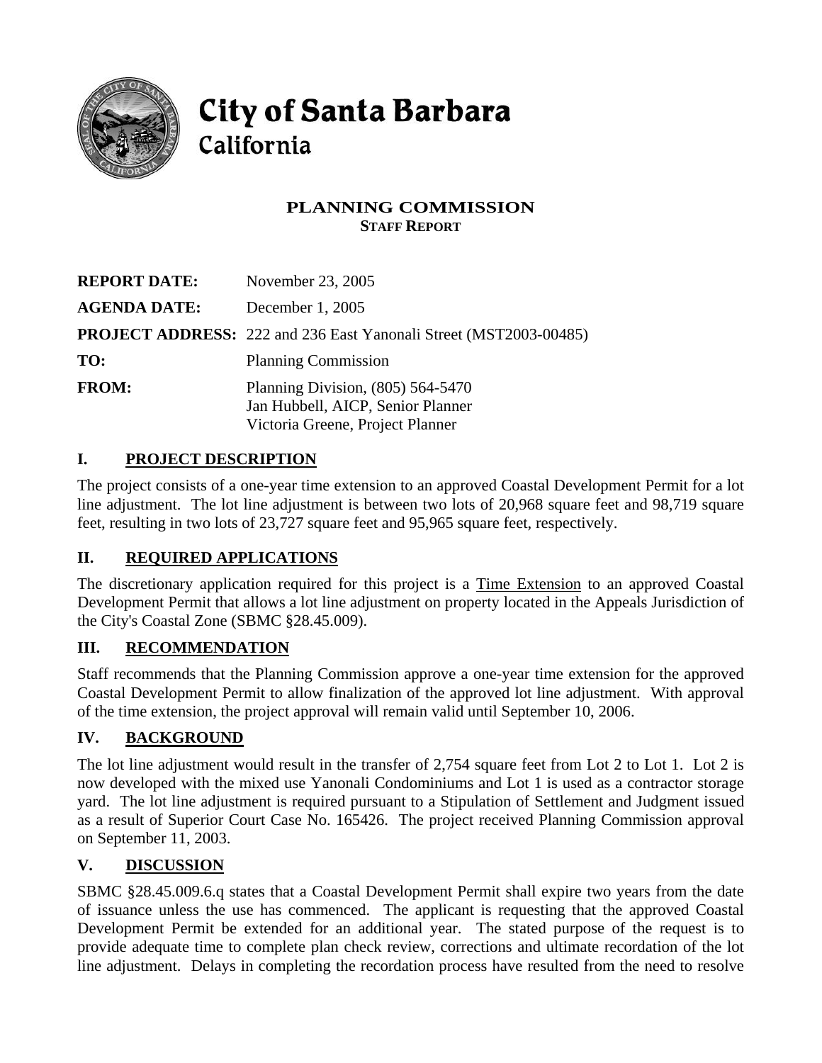# City of Santa Barbara
## California

### PLANNING COMMISSION
**STAFF REPORT**

| | |
|---|---|
| **REPORT DATE:** | November 23, 2005 |
| **AGENDA DATE:** | December 1, 2005 |
| **PROJECT ADDRESS:** | 222 and 236 East Yanonali Street (MST2003-00485) |
| **TO:** | Planning Commission |
| **FROM:** | Planning Division, (805) 564-5470<br>Jan Hubbell, AICP, Senior Planner<br>Victoria Greene, Project Planner |

## I. PROJECT DESCRIPTION

The project consists of a one-year time extension to an approved Coastal Development Permit for a lot line adjustment. The lot line adjustment is between two lots of 20,968 square feet and 98,719 square feet, resulting in two lots of 23,727 square feet and 95,965 square feet, respectively.

## II. REQUIRED APPLICATIONS

The discretionary application required for this project is a Time Extension to an approved Coastal Development Permit that allows a lot line adjustment on property located in the Appeals Jurisdiction of the City's Coastal Zone (SBMC §28.45.009).

## III. RECOMMENDATION

Staff recommends that the Planning Commission approve a one-year time extension for the approved Coastal Development Permit to allow finalization of the approved lot line adjustment. With approval of the time extension, the project approval will remain valid until September 10, 2006.

## IV. BACKGROUND

The lot line adjustment would result in the transfer of 2,754 square feet from Lot 2 to Lot 1. Lot 2 is now developed with the mixed use Yanonali Condominiums and Lot 1 is used as a contractor storage yard. The lot line adjustment is required pursuant to a Stipulation of Settlement and Judgment issued as a result of Superior Court Case No. 165426. The project received Planning Commission approval on September 11, 2003.

## V. DISCUSSION

SBMC §28.45.009.6.q states that a Coastal Development Permit shall expire two years from the date of issuance unless the use has commenced. The applicant is requesting that the approved Coastal Development Permit be extended for an additional year. The stated purpose of the request is to provide adequate time to complete plan check review, corrections and ultimate recordation of the lot line adjustment. Delays in completing the recordation process have resulted from the need to resolve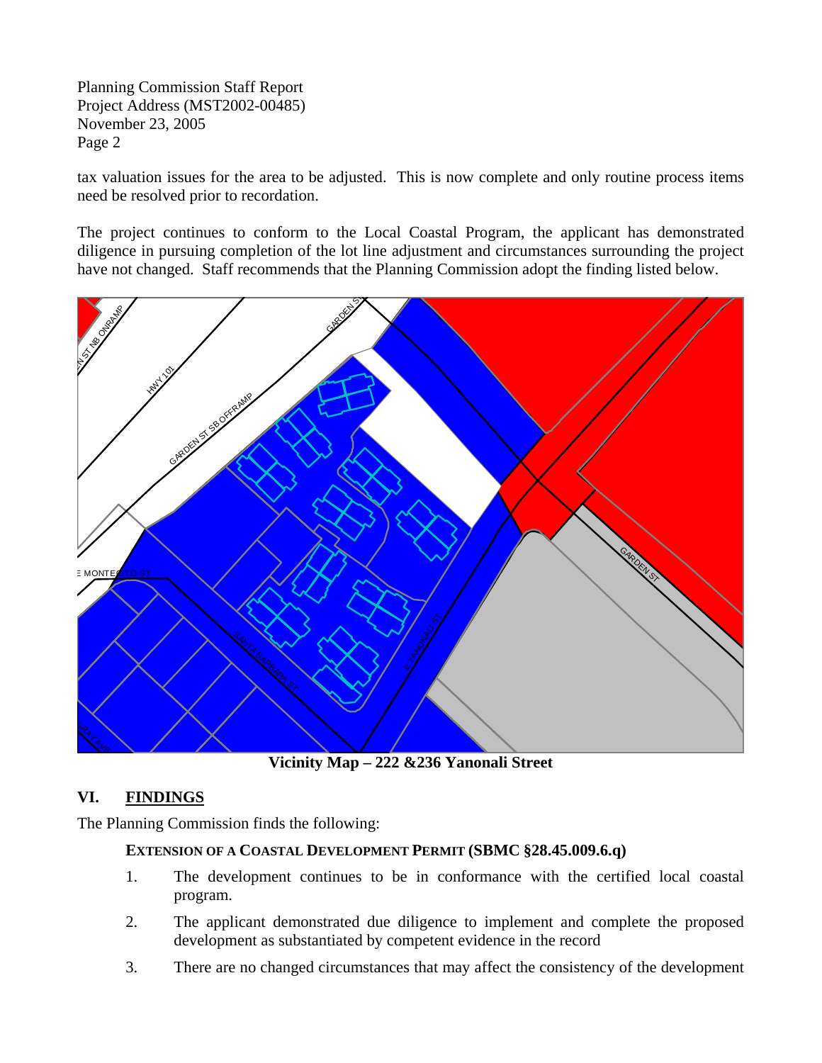tax valuation issues for the area to be adjusted. This is now complete and only routine process items need be resolved prior to recordation.

The project continues to conform to the Local Coastal Program, the applicant has demonstrated diligence in pursuing completion of the lot line adjustment and circumstances surrounding the project have not changed. Staff recommends that the Planning Commission adopt the finding listed below.

**Vicinity Map – 222 &236 Yanonali Street**

## VI. FINDINGS

The Planning Commission finds the following:

**EXTENSION OF A COASTAL DEVELOPMENT PERMIT (SBMC §28.45.009.6.q)**

1. The development continues to be in conformance with the certified local coastal program.
2. The applicant demonstrated due diligence to implement and complete the proposed development as substantiated by competent evidence in the record
3. There are no changed circumstances that may affect the consistency of the development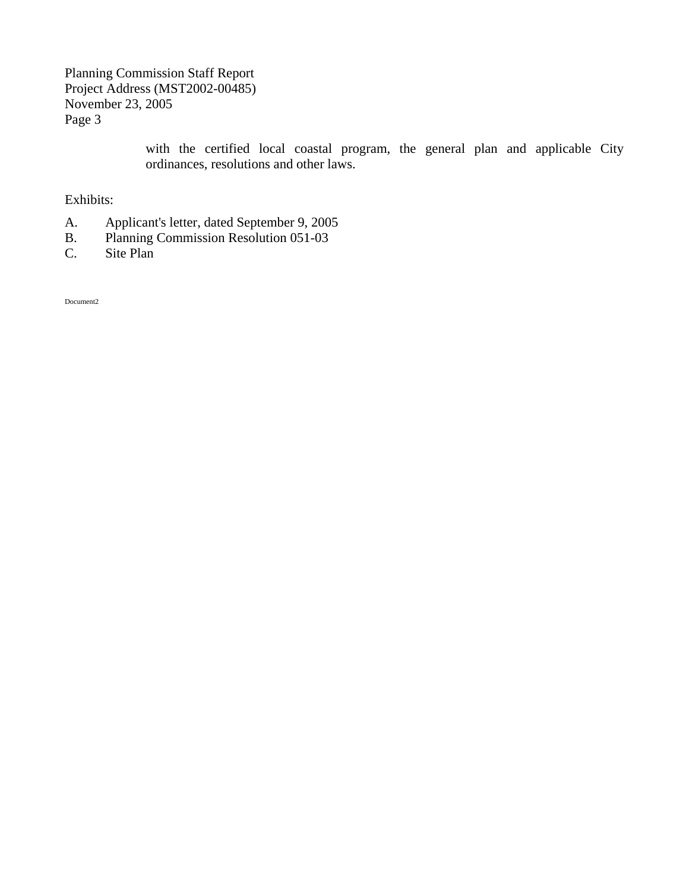with the certified local coastal program, the general plan and applicable City ordinances, resolutions and other laws.

Exhibits:

A. Applicant's letter, dated September 9, 2005
B. Planning Commission Resolution 051-03
C. Site Plan

Document2